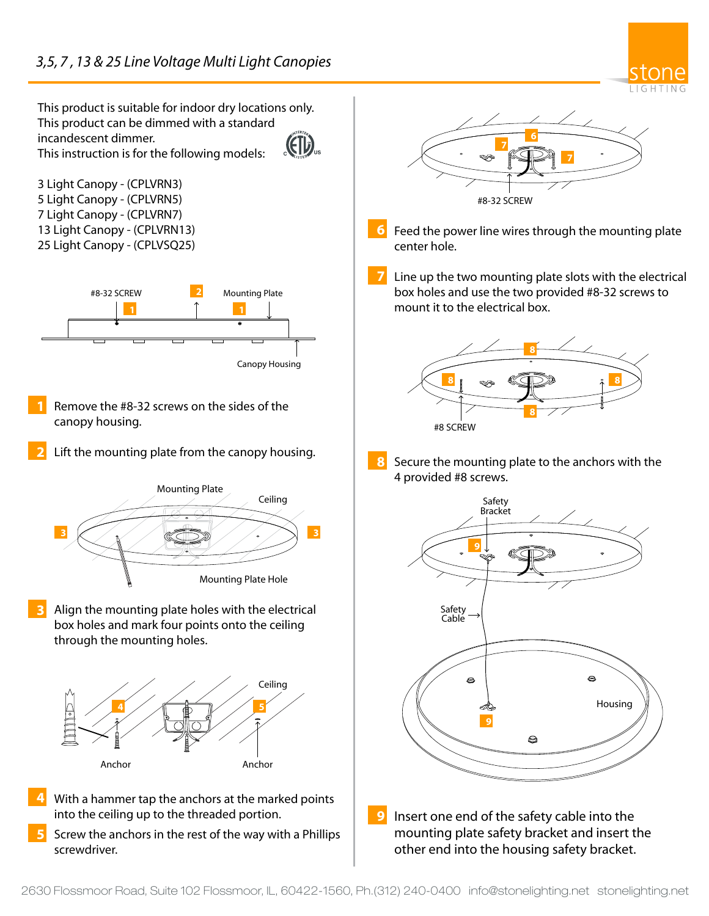# 3,5, 7 , 13 & 25 Line Voltage Multi Light Canopies

This product is suitable for indoor dry locations only.
This product can be dimmed with a standard incandescent dimmer.
This instruction is for the following models:

3 Light Canopy - (CPLVRN3)
5 Light Canopy - (CPLVRN5)
7 Light Canopy - (CPLVRN7)
13 Light Canopy - (CPLVRN13)
25 Light Canopy - (CPLVSQ25)

#8-32 SCREW 2 Mounting Plate 1 1 Canopy Housing

**1** Remove the #8-32 screws on the sides of the canopy housing.

**2** Lift the mounting plate from the canopy housing.

Mounting Plate Ceiling 3 3 Mounting Plate Hole

**3** Align the mounting plate holes with the electrical box holes and mark four points onto the ceiling through the mounting holes.

Ceiling 4 5 Anchor Anchor

**4** With a hammer tap the anchors at the marked points into the ceiling up to the threaded portion.

**5** Screw the anchors in the rest of the way with a Phillips screwdriver.

6 7 7 #8-32 SCREW

**6** Feed the power line wires through the mounting plate center hole.

**7** Line up the two mounting plate slots with the electrical box holes and use the two provided #8-32 screws to mount it to the electrical box.

8 8 8 8 #8 SCREW

**8** Secure the mounting plate to the anchors with the 4 provided #8 screws.

Safety Bracket 9 Safety Cable Housing 9

**9** Insert one end of the safety cable into the mounting plate safety bracket and insert the other end into the housing safety bracket.

2630 Flossmoor Road, Suite 102 Flossmoor, IL, 60422-1560, Ph.(312) 240-0400 info@stonelighting.net stonelighting.net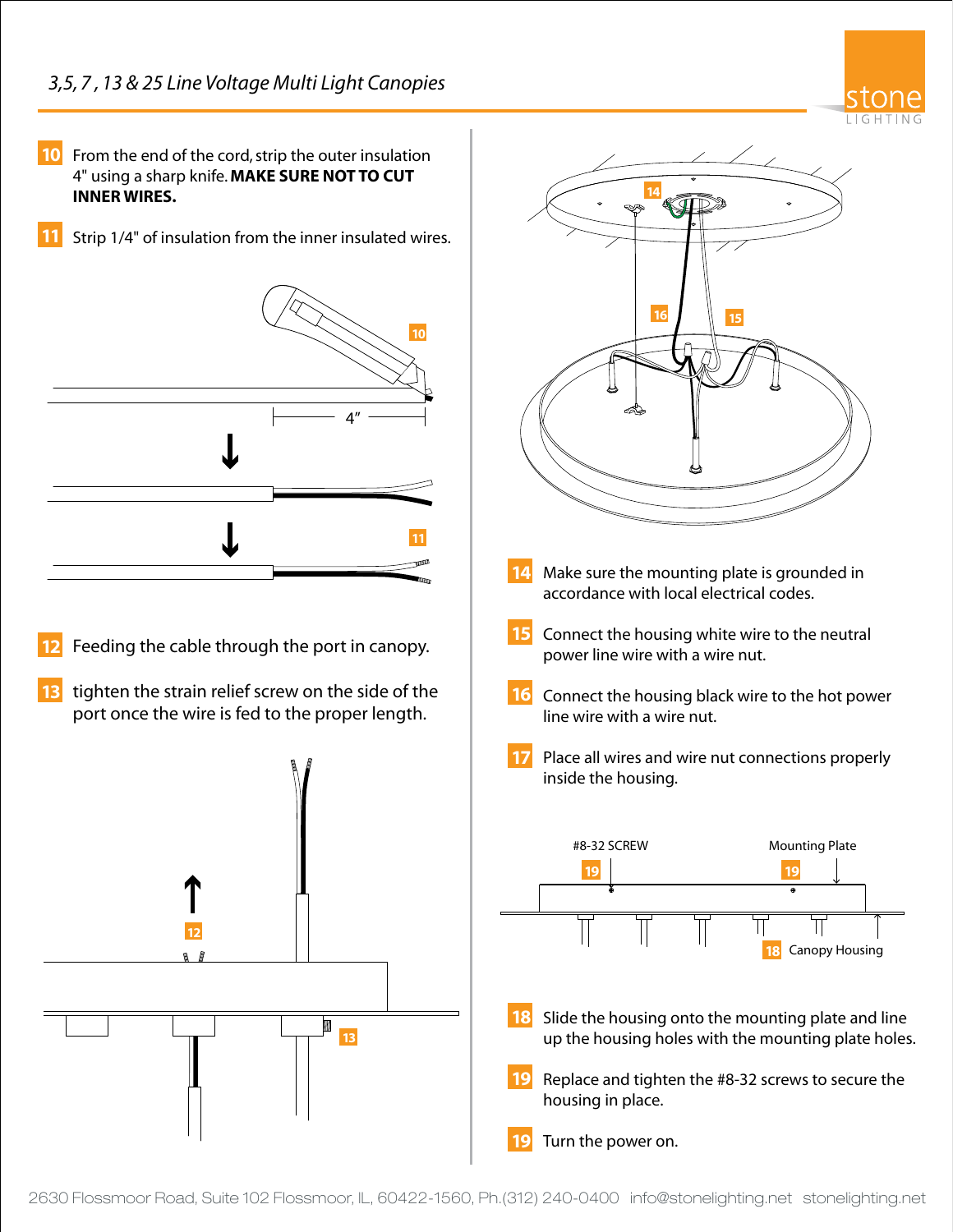*3,5,7 , 13 & 25 Line Voltage Multi Light Canopies*

**10** From the end of the cord, strip the outer insulation 4" using a sharp knife. **MAKE SURE NOT TO CUT INNER WIRES.**

**11** Strip 1/4" of insulation from the inner insulated wires.

10

4"

11

**12** Feeding the cable through the port in canopy.

**13** tighten the strain relief screw on the side of the port once the wire is fed to the proper length.

12

13

14

16

15

**14** Make sure the mounting plate is grounded in accordance with local electrical codes.

**15** Connect the housing white wire to the neutral power line wire with a wire nut.

**16** Connect the housing black wire to the hot power line wire with a wire nut.

**17** Place all wires and wire nut connections properly inside the housing.

#8-32 SCREW

Mounting Plate

19

19

18 Canopy Housing

**18** Slide the housing onto the mounting plate and line up the housing holes with the mounting plate holes.

**19** Replace and tighten the #8-32 screws to secure the housing in place.

**19** Turn the power on.

2630 Flossmoor Road, Suite 102 Flossmoor, IL, 60422-1560, Ph.(312) 240-0400 info@stonelighting.net stonelighting.net